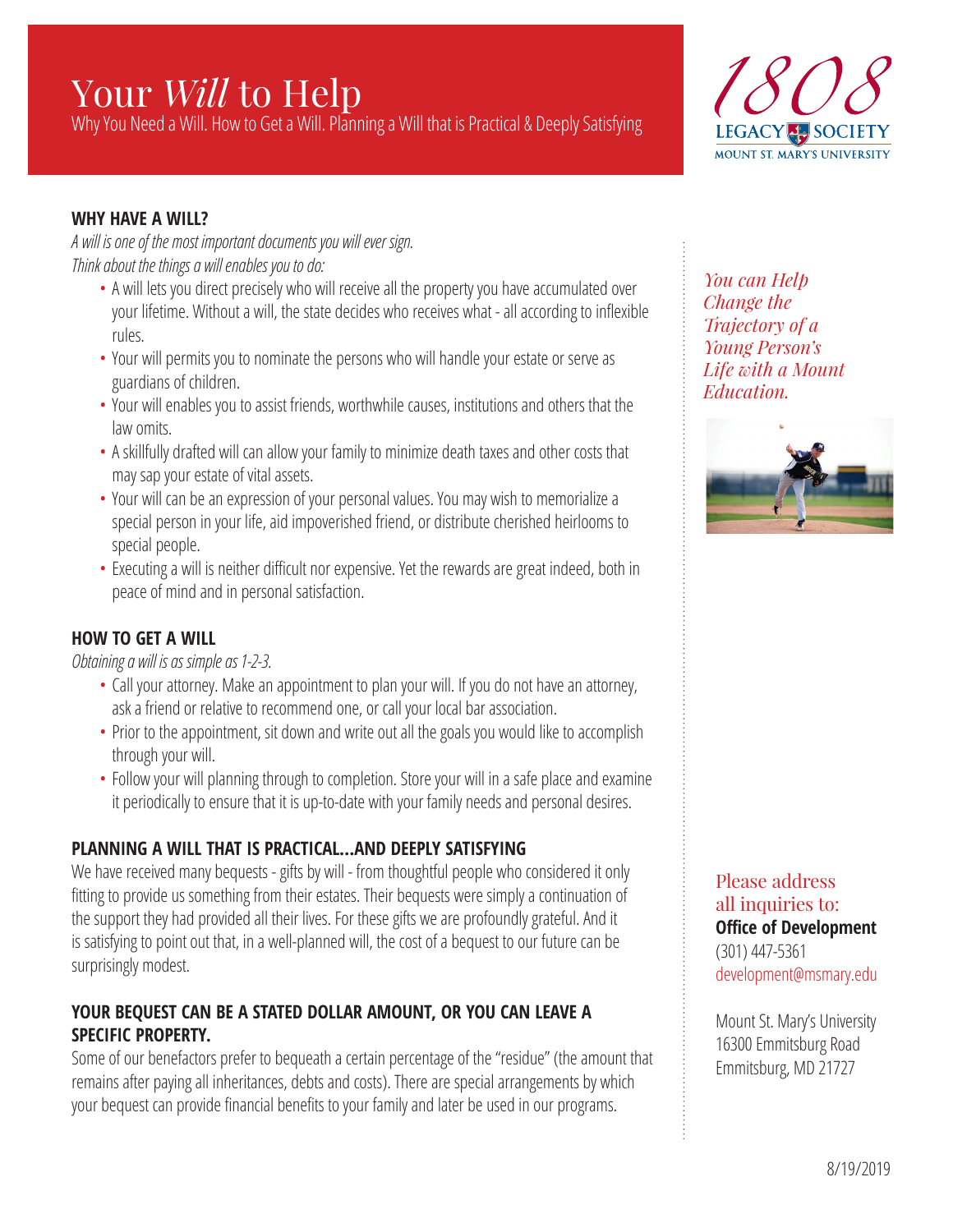# Your *Will* to Help

Why You Need a Will. How to Get a Will. Planning a Will that is Practical & Deeply Satisfying

1808 LEGACY SOCIETY
MOUNT ST. MARY'S UNIVERSITY

## WHY HAVE A WILL?

*A will is one of the most important documents you will ever sign.*
*Think about the things a will enables you to do:*

- A will lets you direct precisely who will receive all the property you have accumulated over your lifetime. Without a will, the state decides who receives what - all according to inflexible rules.
- Your will permits you to nominate the persons who will handle your estate or serve as guardians of children.
- Your will enables you to assist friends, worthwhile causes, institutions and others that the law omits.
- A skillfully drafted will can allow your family to minimize death taxes and other costs that may sap your estate of vital assets.
- Your will can be an expression of your personal values. You may wish to memorialize a special person in your life, aid impoverished friend, or distribute cherished heirlooms to special people.
- Executing a will is neither difficult nor expensive. Yet the rewards are great indeed, both in peace of mind and in personal satisfaction.

## HOW TO GET A WILL

*Obtaining a will is as simple as 1-2-3.*

- Call your attorney. Make an appointment to plan your will. If you do not have an attorney, ask a friend or relative to recommend one, or call your local bar association.
- Prior to the appointment, sit down and write out all the goals you would like to accomplish through your will.
- Follow your will planning through to completion. Store your will in a safe place and examine it periodically to ensure that it is up-to-date with your family needs and personal desires.

## PLANNING A WILL THAT IS PRACTICAL...AND DEEPLY SATISFYING

We have received many bequests - gifts by will - from thoughtful people who considered it only fitting to provide us something from their estates. Their bequests were simply a continuation of the support they had provided all their lives. For these gifts we are profoundly grateful. And it is satisfying to point out that, in a well-planned will, the cost of a bequest to our future can be surprisingly modest.

## YOUR BEQUEST CAN BE A STATED DOLLAR AMOUNT, OR YOU CAN LEAVE A SPECIFIC PROPERTY.

Some of our benefactors prefer to bequeath a certain percentage of the "residue" (the amount that remains after paying all inheritances, debts and costs). There are special arrangements by which your bequest can provide financial benefits to your family and later be used in our programs.

*You can Help Change the Trajectory of a Young Person's Life with a Mount Education.*

Please address all inquiries to:
**Office of Development**
(301) 447-5361
development@msmary.edu

Mount St. Mary's University
16300 Emmitsburg Road
Emmitsburg, MD 21727

8/19/2019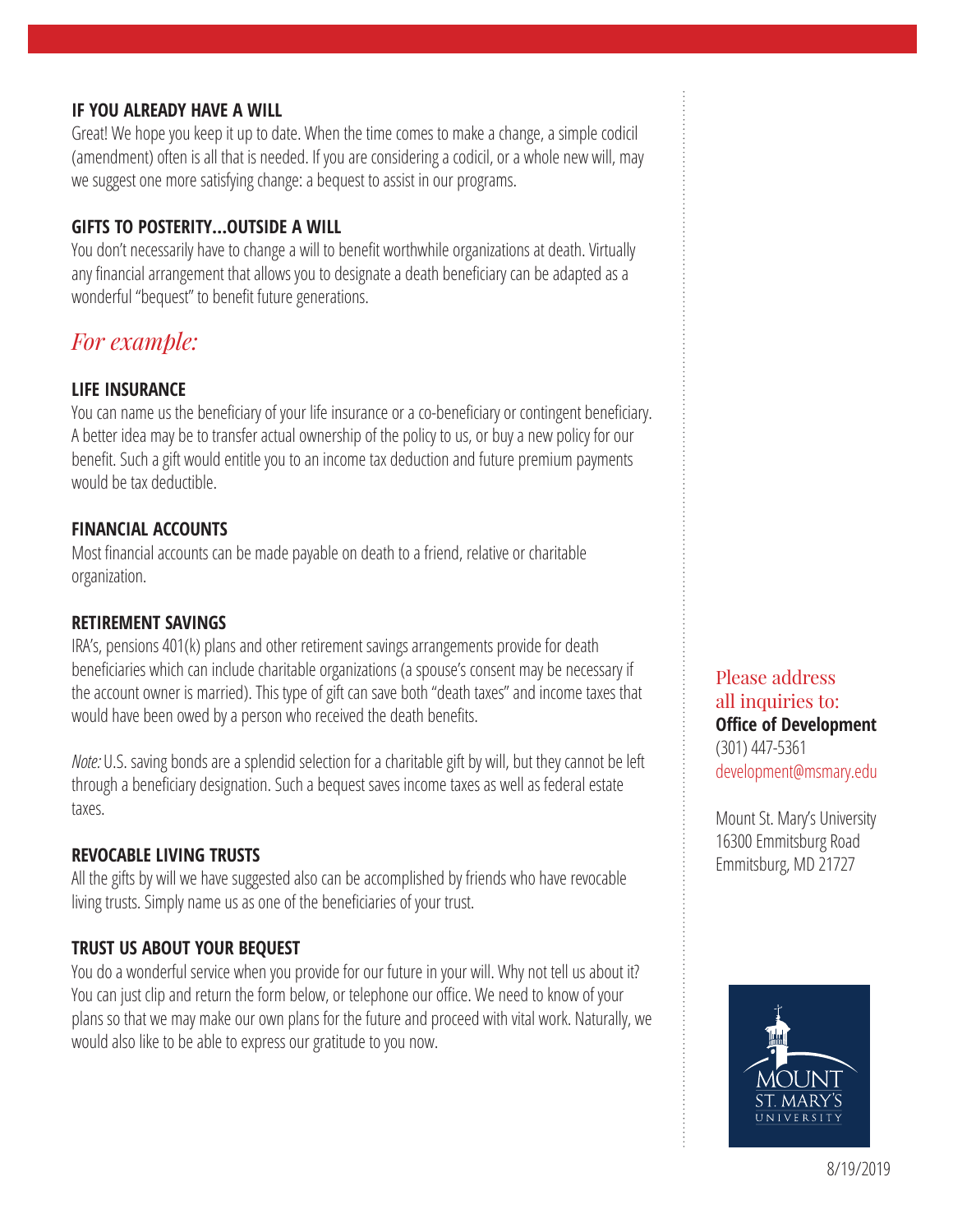### IF YOU ALREADY HAVE A WILL

Great! We hope you keep it up to date. When the time comes to make a change, a simple codicil (amendment) often is all that is needed. If you are considering a codicil, or a whole new will, may we suggest one more satisfying change: a bequest to assist in our programs.

### GIFTS TO POSTERITY...OUTSIDE A WILL

You don't necessarily have to change a will to benefit worthwhile organizations at death. Virtually any financial arrangement that allows you to designate a death beneficiary can be adapted as a wonderful "bequest" to benefit future generations.

*For example:*

### LIFE INSURANCE

You can name us the beneficiary of your life insurance or a co-beneficiary or contingent beneficiary. A better idea may be to transfer actual ownership of the policy to us, or buy a new policy for our benefit. Such a gift would entitle you to an income tax deduction and future premium payments would be tax deductible.

### FINANCIAL ACCOUNTS

Most financial accounts can be made payable on death to a friend, relative or charitable organization.

### RETIREMENT SAVINGS

IRA's, pensions 401(k) plans and other retirement savings arrangements provide for death beneficiaries which can include charitable organizations (a spouse's consent may be necessary if the account owner is married). This type of gift can save both "death taxes" and income taxes that would have been owed by a person who received the death benefits.

*Note:* U.S. saving bonds are a splendid selection for a charitable gift by will, but they cannot be left through a beneficiary designation. Such a bequest saves income taxes as well as federal estate taxes.

### REVOCABLE LIVING TRUSTS

All the gifts by will we have suggested also can be accomplished by friends who have revocable living trusts. Simply name us as one of the beneficiaries of your trust.

### TRUST US ABOUT YOUR BEQUEST

You do a wonderful service when you provide for our future in your will. Why not tell us about it? You can just clip and return the form below, or telephone our office. We need to know of your plans so that we may make our own plans for the future and proceed with vital work. Naturally, we would also like to be able to express our gratitude to you now.

Please address all inquiries to:

**Office of Development**
(301) 447-5361
development@msmary.edu

Mount St. Mary's University
16300 Emmitsburg Road
Emmitsburg, MD 21727

MOUNT ST. MARY'S UNIVERSITY

8/19/2019